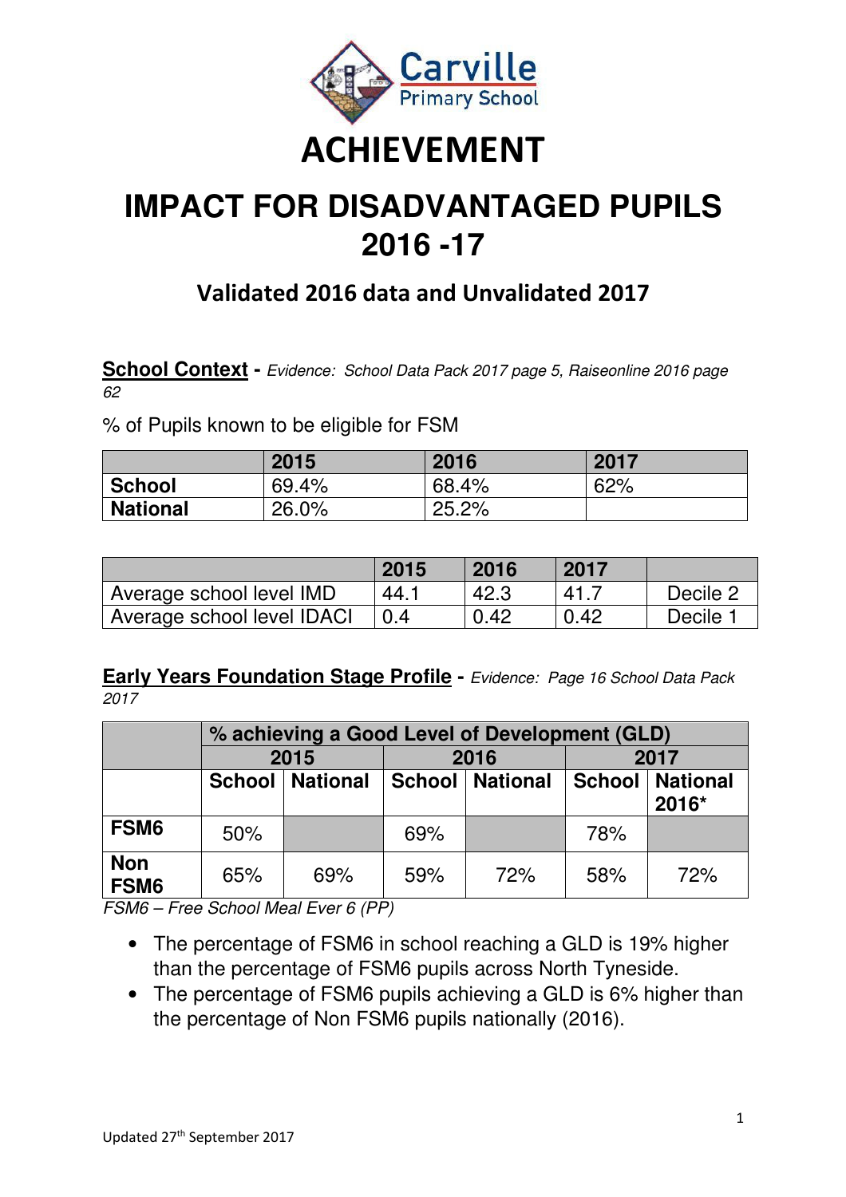Carville Primary School

# ACHIEVEMENT

# IMPACT FOR DISADVANTAGED PUPILS 2016 -17

## Validated 2016 data and Unvalidated 2017

**School Context** - *Evidence: School Data Pack 2017 page 5, Raiseonline 2016 page 62*

% of Pupils known to be eligible for FSM

| | 2015 | 2016 | 2017 |
|---|---|---|---|
| **School** | 69.4% | 68.4% | 62% |
| **National** | 26.0% | 25.2% | |

| | 2015 | 2016 | 2017 | |
|---|---|---|---|---|
| Average school level IMD | 44.1 | 42.3 | 41.7 | Decile 2 |
| Average school level IDACI | 0.4 | 0.42 | 0.42 | Decile 1 |

**Early Years Foundation Stage Profile** - *Evidence: Page 16 School Data Pack 2017*

| | % achieving a Good Level of Development (GLD) | | | | | |
|---|---|---|---|---|---|---|
| | 2015 | | 2016 | | 2017 | |
| | School | National | School | National | School | National 2016* |
| **FSM6** | 50% | | 69% | | 78% | |
| **Non FSM6** | 65% | 69% | 59% | 72% | 58% | 72% |

*FSM6 – Free School Meal Ever 6 (PP)*

- The percentage of FSM6 in school reaching a GLD is 19% higher than the percentage of FSM6 pupils across North Tyneside.
- The percentage of FSM6 pupils achieving a GLD is 6% higher than the percentage of Non FSM6 pupils nationally (2016).

Updated 27th September 2017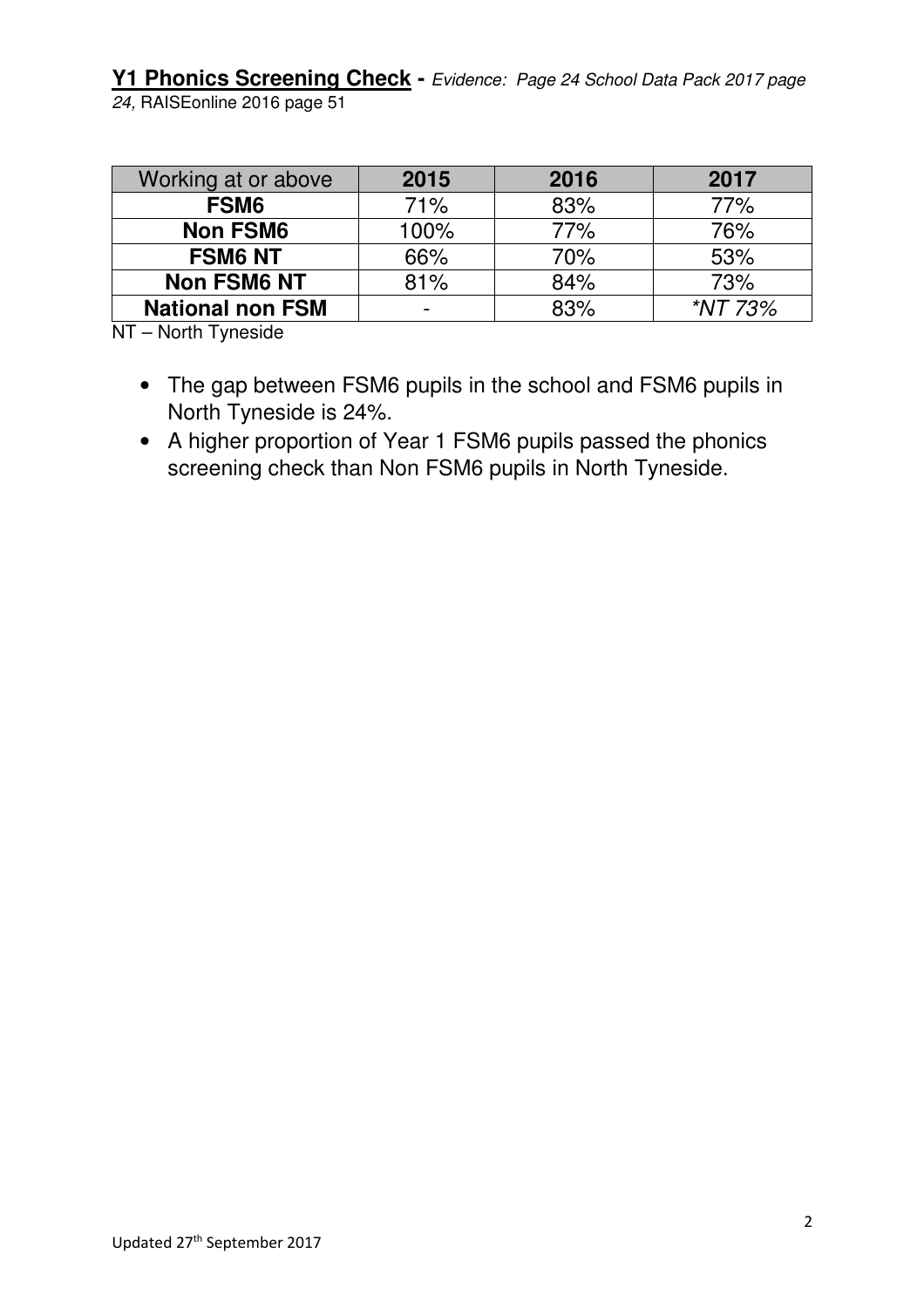**<u>Y1 Phonics Screening Check</u> -** *Evidence: Page 24 School Data Pack 2017 page 24,* RAISEonline 2016 page 51

| Working at or above | 2015 | 2016 | 2017 |
|---|---|---|---|
| **FSM6** | 71% | 83% | 77% |
| **Non FSM6** | 100% | 77% | 76% |
| **FSM6 NT** | 66% | 70% | 53% |
| **Non FSM6 NT** | 81% | 84% | 73% |
| **National non FSM** | - | 83% | *\*NT 73%* |

NT – North Tyneside

- The gap between FSM6 pupils in the school and FSM6 pupils in North Tyneside is 24%.
- A higher proportion of Year 1 FSM6 pupils passed the phonics screening check than Non FSM6 pupils in North Tyneside.

Updated 27th September 2017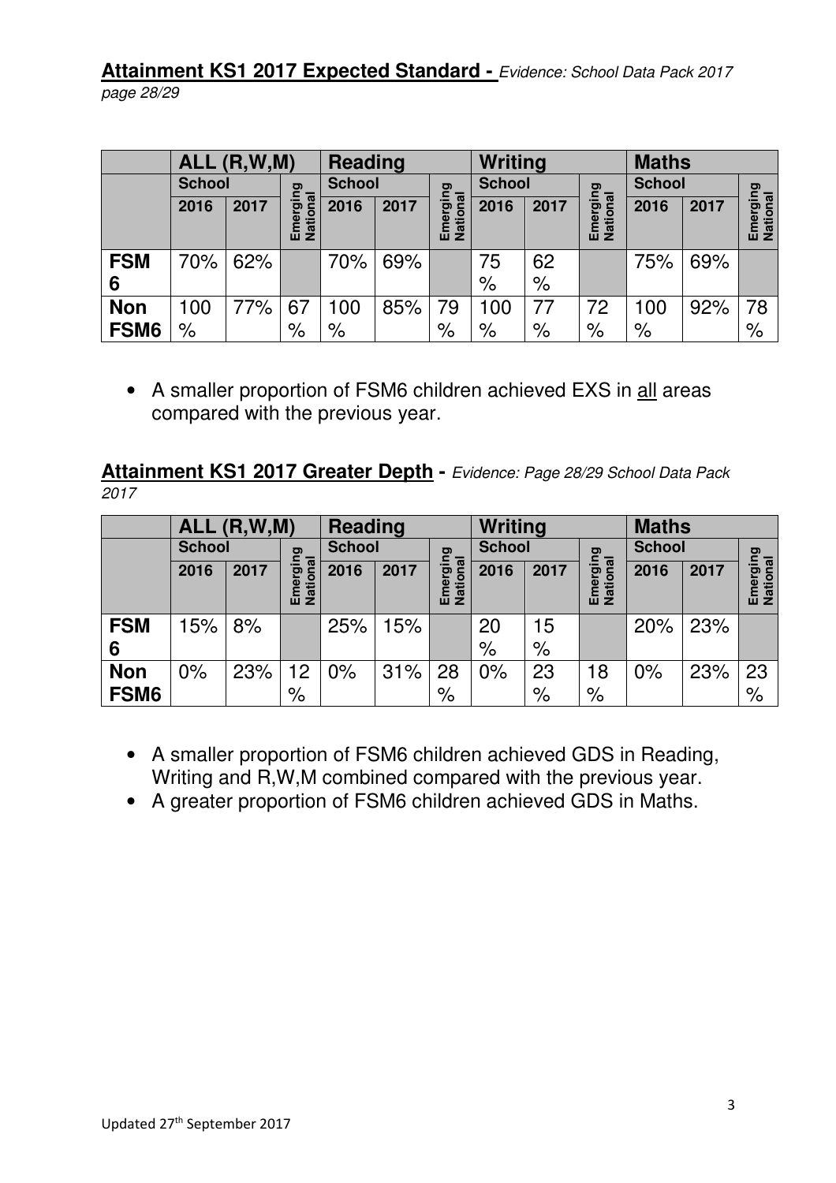**Attainment KS1 2017 Expected Standard -** *Evidence: School Data Pack 2017 page 28/29*

| | ALL (R,W,M) | | | Reading | | | Writing | | | Maths | | |
|---|---|---|---|---|---|---|---|---|---|---|---|---|
| | School | | Emerging National | School | | Emerging National | School | | Emerging National | School | | Emerging National |
| | 2016 | 2017 | | 2016 | 2017 | | 2016 | 2017 | | 2016 | 2017 | |
| **FSM 6** | 70% | 62% | | 70% | 69% | | 75% | 62% | | 75% | 69% | |
| **Non FSM6** | 100% | 77% | 67% | 100% | 85% | 79% | 100% | 77% | 72% | 100% | 92% | 78% |

- A smaller proportion of FSM6 children achieved EXS in <u>all</u> areas compared with the previous year.

**Attainment KS1 2017 Greater Depth -** *Evidence: Page 28/29 School Data Pack 2017*

| | ALL (R,W,M) | | | Reading | | | Writing | | | Maths | | |
|---|---|---|---|---|---|---|---|---|---|---|---|---|
| | School | | Emerging National | School | | Emerging National | School | | Emerging National | School | | Emerging National |
| | 2016 | 2017 | | 2016 | 2017 | | 2016 | 2017 | | 2016 | 2017 | |
| **FSM 6** | 15% | 8% | | 25% | 15% | | 20% | 15% | | 20% | 23% | |
| **Non FSM6** | 0% | 23% | 12% | 0% | 31% | 28% | 0% | 23% | 18% | 0% | 23% | 23% |

- A smaller proportion of FSM6 children achieved GDS in Reading, Writing and R,W,M combined compared with the previous year.
- A greater proportion of FSM6 children achieved GDS in Maths.

Updated 27th September 2017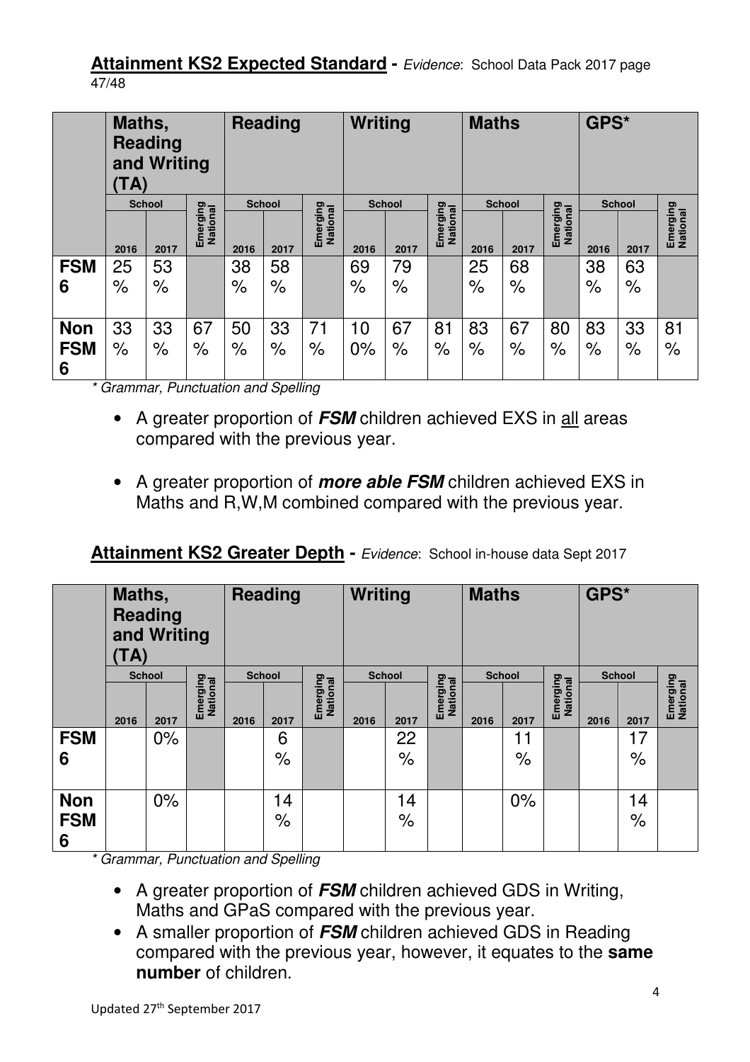**Attainment KS2 Expected Standard -** *Evidence*: School Data Pack 2017 page 47/48

| | Maths, Reading and Writing (TA) | | | Reading | | | Writing | | | Maths | | | GPS* | | |
|---|---|---|---|---|---|---|---|---|---|---|---|---|---|---|---|
| | School | | Emerging National | School | | Emerging National | School | | Emerging National | School | | Emerging National | School | | Emerging National |
| | 2016 | 2017 | | 2016 | 2017 | | 2016 | 2017 | | 2016 | 2017 | | 2016 | 2017 | |
| **FSM 6** | 25% | 53% | | 38% | 58% | | 69% | 79% | | 25% | 68% | | 38% | 63% | |
| **Non FSM 6** | 33% | 33% | 67% | 50% | 33% | 71% | 100% | 67% | 81% | 83% | 67% | 80% | 83% | 33% | 81% |

*\* Grammar, Punctuation and Spelling*

- A greater proportion of ***FSM*** children achieved EXS in <u>all</u> areas compared with the previous year.
- A greater proportion of ***more able FSM*** children achieved EXS in Maths and R,W,M combined compared with the previous year.

**Attainment KS2 Greater Depth -** *Evidence*: School in-house data Sept 2017

| | Maths, Reading and Writing (TA) | | | Reading | | | Writing | | | Maths | | | GPS* | | |
|---|---|---|---|---|---|---|---|---|---|---|---|---|---|---|---|
| | School | | Emerging National | School | | Emerging National | School | | Emerging National | School | | Emerging National | School | | Emerging National |
| | 2016 | 2017 | | 2016 | 2017 | | 2016 | 2017 | | 2016 | 2017 | | 2016 | 2017 | |
| **FSM 6** | | 0% | | | 6% | | | 22% | | | 11% | | | 17% | |
| **Non FSM 6** | | 0% | | | 14% | | | 14% | | | 0% | | | 14% | |

*\* Grammar, Punctuation and Spelling*

- A greater proportion of ***FSM*** children achieved GDS in Writing, Maths and GPaS compared with the previous year.
- A smaller proportion of ***FSM*** children achieved GDS in Reading compared with the previous year, however, it equates to the **same number** of children.

Updated 27th September 2017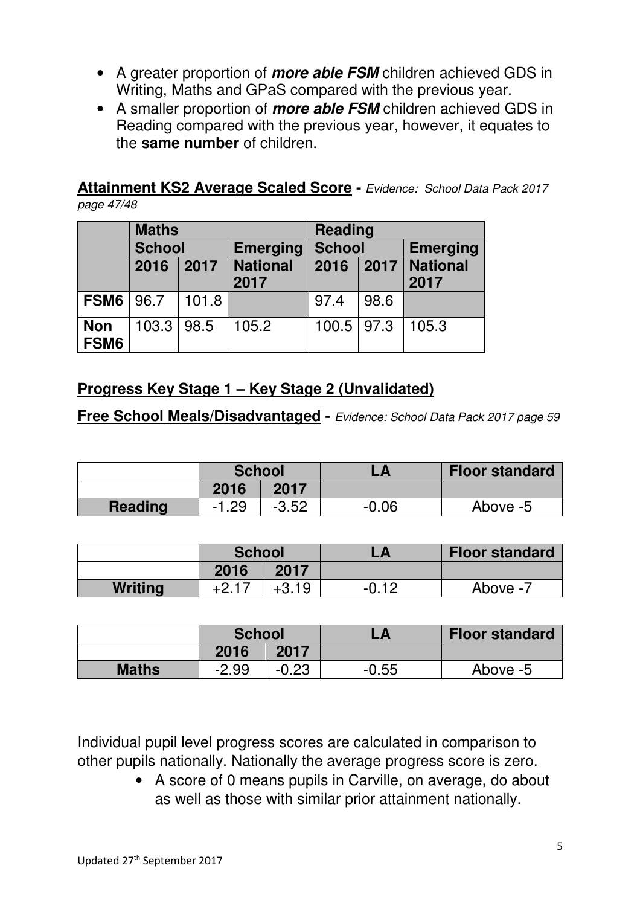- A greater proportion of ***more able FSM*** children achieved GDS in Writing, Maths and GPaS compared with the previous year.
- A smaller proportion of ***more able FSM*** children achieved GDS in Reading compared with the previous year, however, it equates to the **same number** of children.

**Attainment KS2 Average Scaled Score -** *Evidence: School Data Pack 2017 page 47/48*

| | **Maths** | | | **Reading** | | |
|---|---|---|---|---|---|---|
| | **School** | | **Emerging** | **School** | | **Emerging** |
| | **2016** | **2017** | **National 2017** | **2016** | **2017** | **National 2017** |
| **FSM6** | 96.7 | 101.8 | | 97.4 | 98.6 | |
| **Non FSM6** | 103.3 | 98.5 | 105.2 | 100.5 | 97.3 | 105.3 |

**Progress Key Stage 1 – Key Stage 2 (Unvalidated)**

**Free School Meals/Disadvantaged -** *Evidence: School Data Pack 2017 page 59*

| | **School** | | **LA** | **Floor standard** |
|---|---|---|---|---|
| | **2016** | **2017** | | |
| **Reading** | -1.29 | -3.52 | -0.06 | Above -5 |

| | **School** | | **LA** | **Floor standard** |
|---|---|---|---|---|
| | **2016** | **2017** | | |
| **Writing** | +2.17 | +3.19 | -0.12 | Above -7 |

| | **School** | | **LA** | **Floor standard** |
|---|---|---|---|---|
| | **2016** | **2017** | | |
| **Maths** | -2.99 | -0.23 | -0.55 | Above -5 |

Individual pupil level progress scores are calculated in comparison to other pupils nationally. Nationally the average progress score is zero.

- A score of 0 means pupils in Carville, on average, do about as well as those with similar prior attainment nationally.

Updated 27th September 2017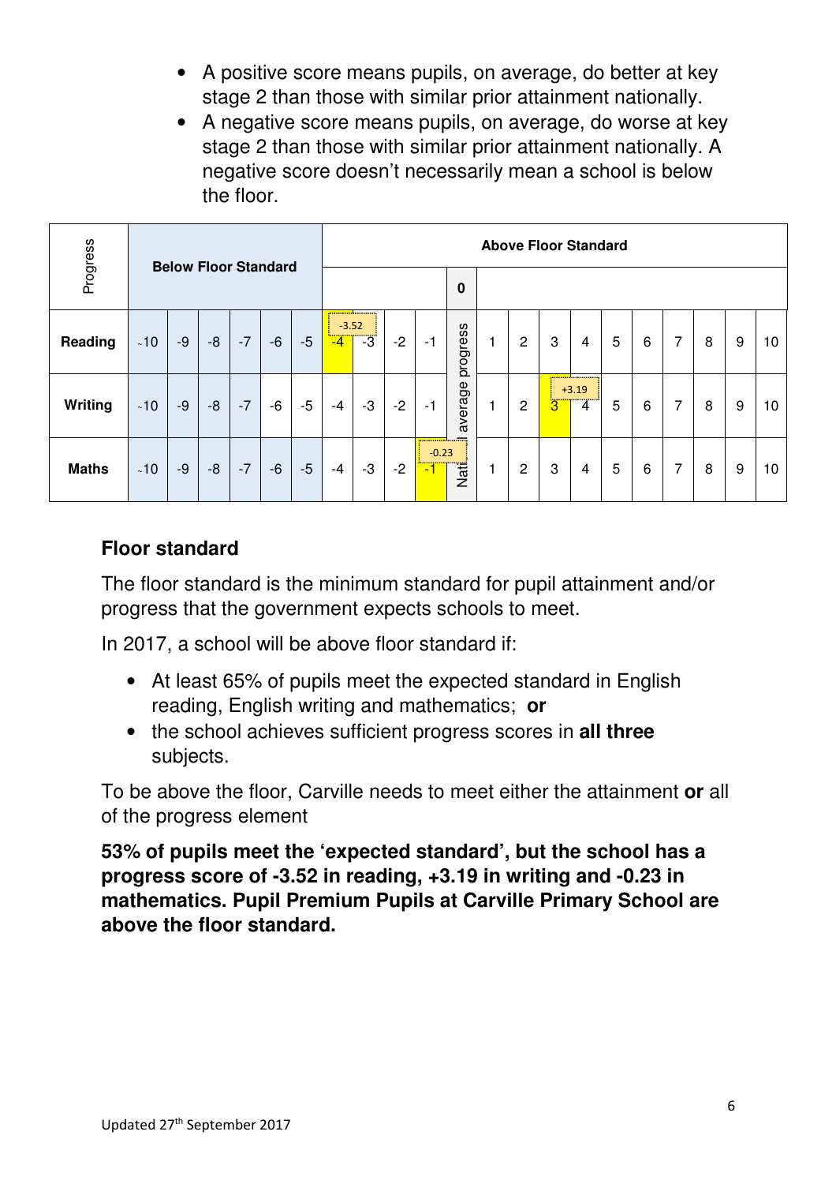- A positive score means pupils, on average, do better at key stage 2 than those with similar prior attainment nationally.
- A negative score means pupils, on average, do worse at key stage 2 than those with similar prior attainment nationally. A negative score doesn't necessarily mean a school is below the floor.

| Progress | Below Floor Standard | | | | | | Above Floor Standard | | | | | | | | | | | | | | | |
|---|---|---|---|---|---|---|---|---|---|---|---|---|---|---|---|---|---|---|---|---|---|---|
| | | | | | | | | | | | 0 | | | | | | | | | | | |
| Reading | -10 | -9 | -8 | -7 | -6 | -5 | -4 | -3.52 -3 | -2 | -1 | National average progress | 1 | 2 | 3 | 4 | 5 | 6 | 7 | 8 | 9 | 10 |
| Writing | -10 | -9 | -8 | -7 | -6 | -5 | -4 | -3 | -2 | -1 | | 1 | 2 | 3 | +3.19 4 | 5 | 6 | 7 | 8 | 9 | 10 |
| Maths | -10 | -9 | -8 | -7 | -6 | -5 | -4 | -3 | -2 | -0.23 -1 | | 1 | 2 | 3 | 4 | 5 | 6 | 7 | 8 | 9 | 10 |

### Floor standard

The floor standard is the minimum standard for pupil attainment and/or progress that the government expects schools to meet.

In 2017, a school will be above floor standard if:

- At least 65% of pupils meet the expected standard in English reading, English writing and mathematics; **or**
- the school achieves sufficient progress scores in **all three** subjects.

To be above the floor, Carville needs to meet either the attainment **or** all of the progress element

**53% of pupils meet the 'expected standard', but the school has a progress score of -3.52 in reading, +3.19 in writing and -0.23 in mathematics. Pupil Premium Pupils at Carville Primary School are above the floor standard.**

Updated 27th September 2017